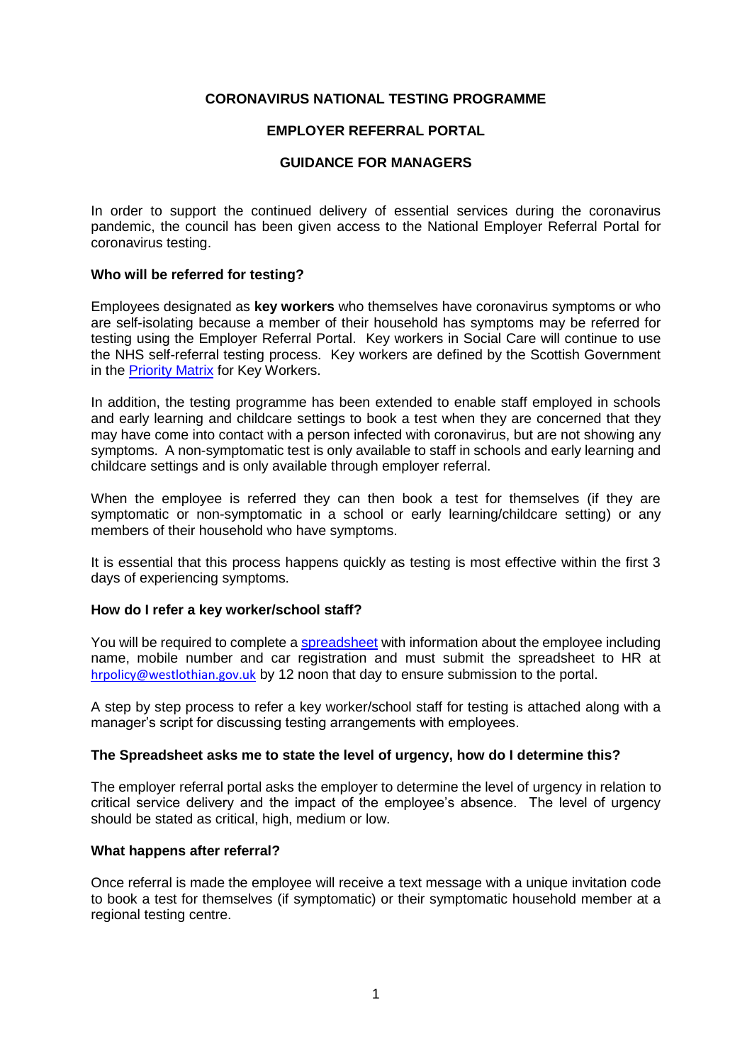# CORONAVIRUS NATIONAL TESTING PROGRAMME

## EMPLOYER REFERRAL PORTAL

## GUIDANCE FOR MANAGERS

In order to support the continued delivery of essential services during the coronavirus pandemic, the council has been given access to the National Employer Referral Portal for coronavirus testing.

**Who will be referred for testing?**

Employees designated as **key workers** who themselves have coronavirus symptoms or who are self-isolating because a member of their household has symptoms may be referred for testing using the Employer Referral Portal. Key workers in Social Care will continue to use the NHS self-referral testing process. Key workers are defined by the Scottish Government in the Priority Matrix for Key Workers.

In addition, the testing programme has been extended to enable staff employed in schools and early learning and childcare settings to book a test when they are concerned that they may have come into contact with a person infected with coronavirus, but are not showing any symptoms. A non-symptomatic test is only available to staff in schools and early learning and childcare settings and is only available through employer referral.

When the employee is referred they can then book a test for themselves (if they are symptomatic or non-symptomatic in a school or early learning/childcare setting) or any members of their household who have symptoms.

It is essential that this process happens quickly as testing is most effective within the first 3 days of experiencing symptoms.

**How do I refer a key worker/school staff?**

You will be required to complete a spreadsheet with information about the employee including name, mobile number and car registration and must submit the spreadsheet to HR at hrpolicy@westlothian.gov.uk by 12 noon that day to ensure submission to the portal.

A step by step process to refer a key worker/school staff for testing is attached along with a manager's script for discussing testing arrangements with employees.

**The Spreadsheet asks me to state the level of urgency, how do I determine this?**

The employer referral portal asks the employer to determine the level of urgency in relation to critical service delivery and the impact of the employee's absence. The level of urgency should be stated as critical, high, medium or low.

**What happens after referral?**

Once referral is made the employee will receive a text message with a unique invitation code to book a test for themselves (if symptomatic) or their symptomatic household member at a regional testing centre.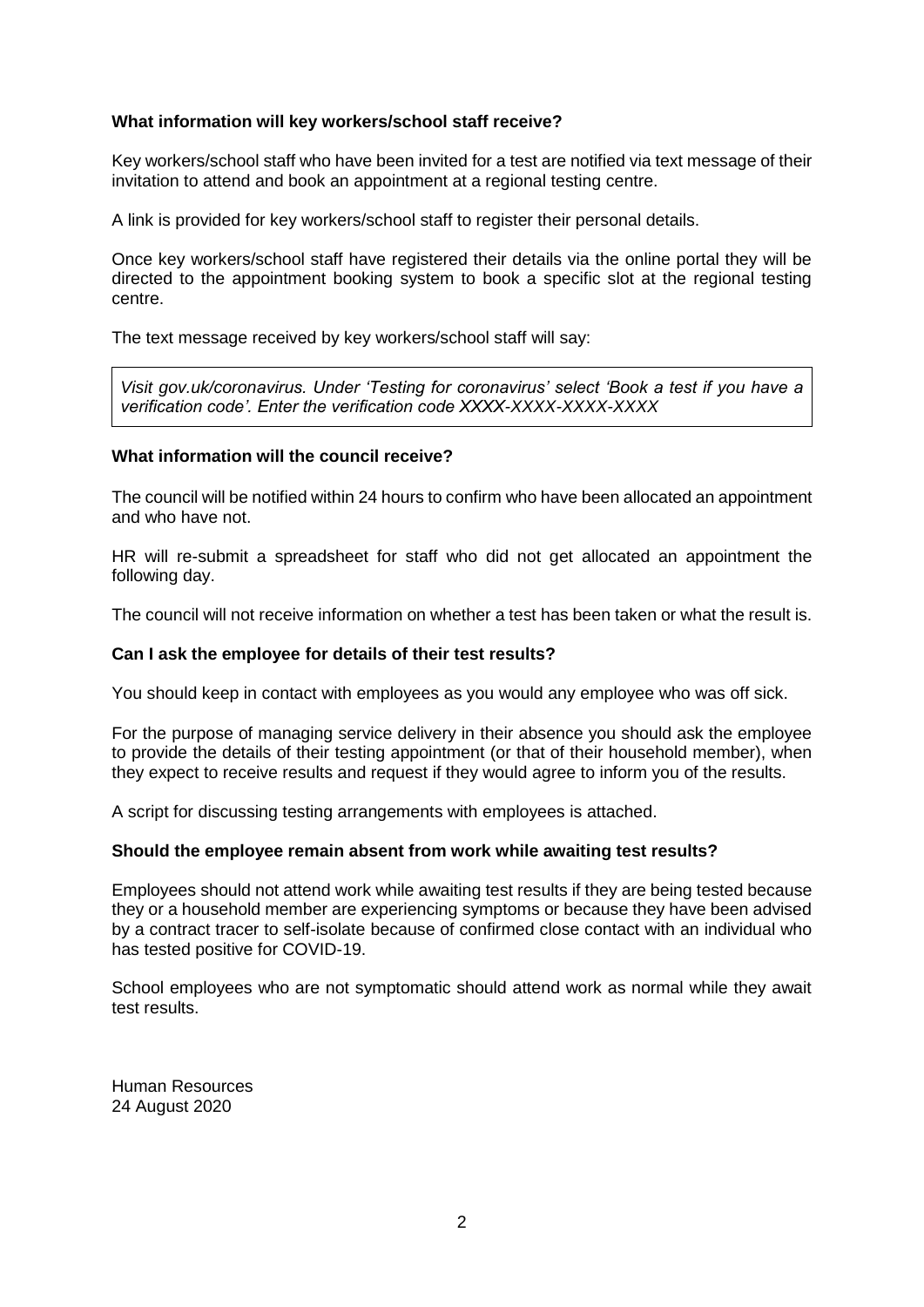**What information will key workers/school staff receive?**

Key workers/school staff who have been invited for a test are notified via text message of their invitation to attend and book an appointment at a regional testing centre.

A link is provided for key workers/school staff to register their personal details.

Once key workers/school staff have registered their details via the online portal they will be directed to the appointment booking system to book a specific slot at the regional testing centre.

The text message received by key workers/school staff will say:

> *Visit gov.uk/coronavirus. Under 'Testing for coronavirus' select 'Book a test if you have a verification code'. Enter the verification code XXXX-XXXX-XXXX-XXXX*

**What information will the council receive?**

The council will be notified within 24 hours to confirm who have been allocated an appointment and who have not.

HR will re-submit a spreadsheet for staff who did not get allocated an appointment the following day.

The council will not receive information on whether a test has been taken or what the result is.

**Can I ask the employee for details of their test results?**

You should keep in contact with employees as you would any employee who was off sick.

For the purpose of managing service delivery in their absence you should ask the employee to provide the details of their testing appointment (or that of their household member), when they expect to receive results and request if they would agree to inform you of the results.

A script for discussing testing arrangements with employees is attached.

**Should the employee remain absent from work while awaiting test results?**

Employees should not attend work while awaiting test results if they are being tested because they or a household member are experiencing symptoms or because they have been advised by a contract tracer to self-isolate because of confirmed close contact with an individual who has tested positive for COVID-19.

School employees who are not symptomatic should attend work as normal while they await test results.

Human Resources
24 August 2020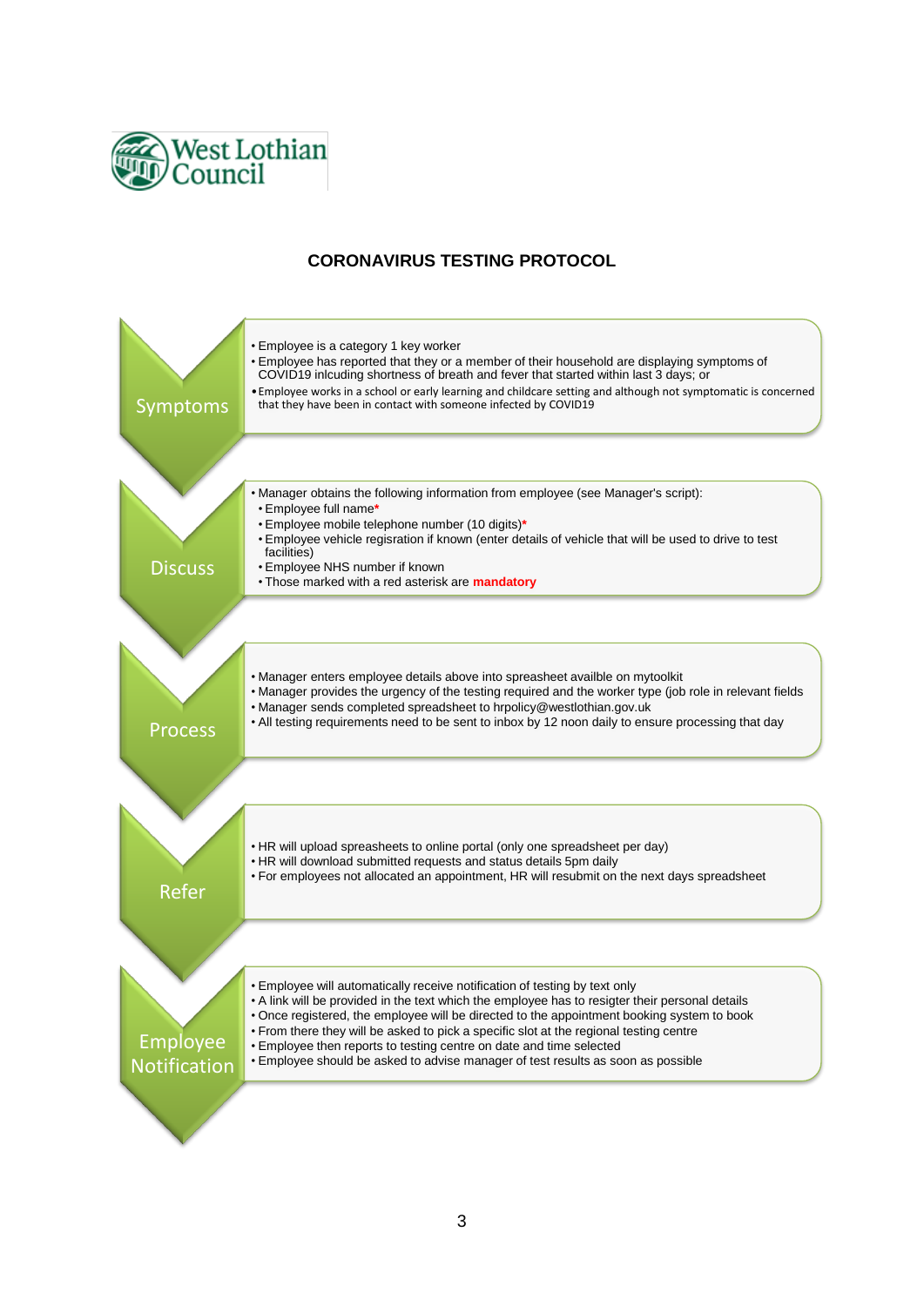West Lothian Council

# CORONAVIRUS TESTING PROTOCOL

## Symptoms

- Employee is a category 1 key worker
- Employee has reported that they or a member of their household are displaying symptoms of COVID19 inlcuding shortness of breath and fever that started within last 3 days; or
- Employee works in a school or early learning and childcare setting and although not symptomatic is concerned that they have been in contact with someone infected by COVID19

## Discuss

- Manager obtains the following information from employee (see Manager's script):
  - Employee full name*
  - Employee mobile telephone number (10 digits)*
  - Employee vehicle regisration if known (enter details of vehicle that will be used to drive to test facilities)
  - Employee NHS number if known
  - Those marked with a red asterisk are **mandatory**

## Process

- Manager enters employee details above into spreasheet availble on mytoolkit
- Manager provides the urgency of the testing required and the worker type (job role in relevant fields
- Manager sends completed spreadsheet to hrpolicy@westlothian.gov.uk
- All testing requirements need to be sent to inbox by 12 noon daily to ensure processing that day

## Refer

- HR will upload spreasheets to online portal (only one spreadsheet per day)
- HR will download submitted requests and status details 5pm daily
- For employees not allocated an appointment, HR will resubmit on the next days spreadsheet

## Employee Notification

- Employee will automatically receive notification of testing by text only
- A link will be provided in the text which the employee has to resigter their personal details
- Once registered, the employee will be directed to the appointment booking system to book
- From there they will be asked to pick a specific slot at the regional testing centre
- Employee then reports to testing centre on date and time selected
- Employee should be asked to advise manager of test results as soon as possible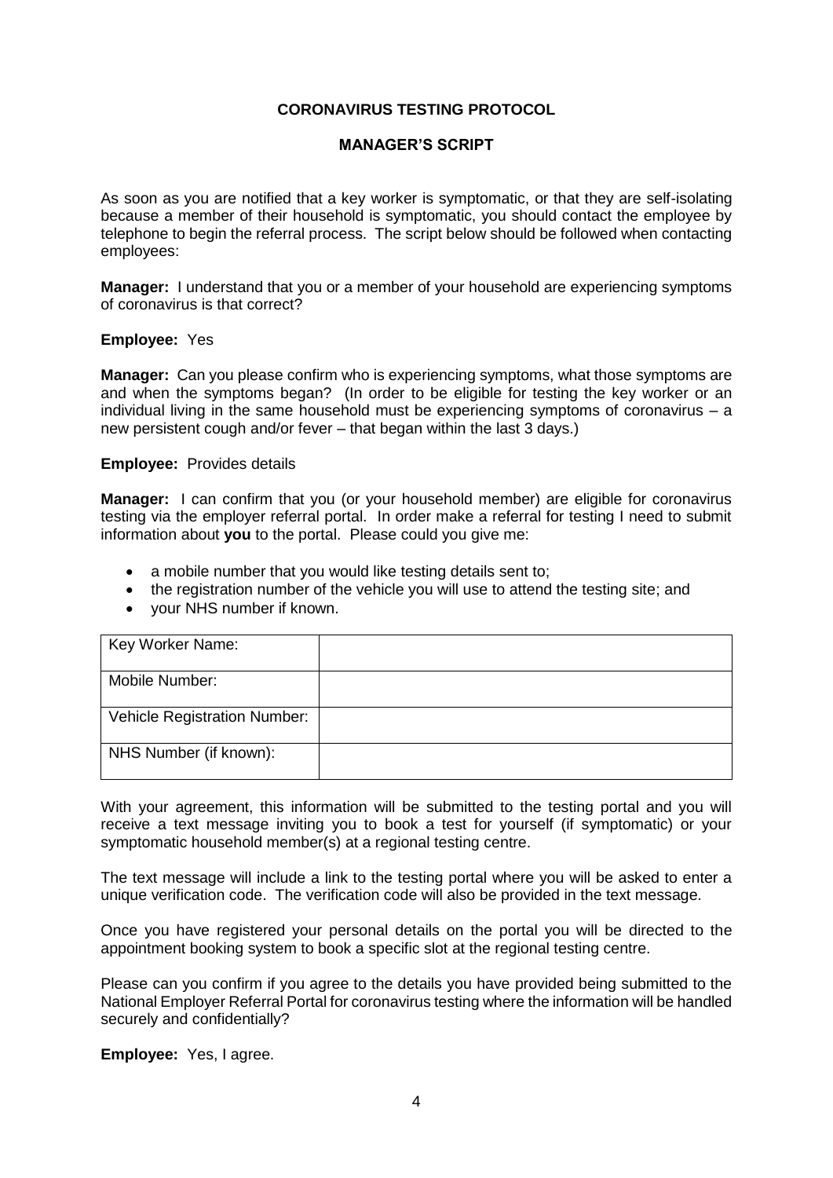**CORONAVIRUS TESTING PROTOCOL**

**MANAGER'S SCRIPT**

As soon as you are notified that a key worker is symptomatic, or that they are self-isolating because a member of their household is symptomatic, you should contact the employee by telephone to begin the referral process. The script below should be followed when contacting employees:

**Manager:** I understand that you or a member of your household are experiencing symptoms of coronavirus is that correct?

**Employee:** Yes

**Manager:** Can you please confirm who is experiencing symptoms, what those symptoms are and when the symptoms began? (In order to be eligible for testing the key worker or an individual living in the same household must be experiencing symptoms of coronavirus – a new persistent cough and/or fever – that began within the last 3 days.)

**Employee:** Provides details

**Manager:** I can confirm that you (or your household member) are eligible for coronavirus testing via the employer referral portal. In order make a referral for testing I need to submit information about **you** to the portal. Please could you give me:

- a mobile number that you would like testing details sent to;
- the registration number of the vehicle you will use to attend the testing site; and
- your NHS number if known.

| Key Worker Name: | |
|---|---|
| Mobile Number: | |
| Vehicle Registration Number: | |
| NHS Number (if known): | |

With your agreement, this information will be submitted to the testing portal and you will receive a text message inviting you to book a test for yourself (if symptomatic) or your symptomatic household member(s) at a regional testing centre.

The text message will include a link to the testing portal where you will be asked to enter a unique verification code. The verification code will also be provided in the text message.

Once you have registered your personal details on the portal you will be directed to the appointment booking system to book a specific slot at the regional testing centre.

Please can you confirm if you agree to the details you have provided being submitted to the National Employer Referral Portal for coronavirus testing where the information will be handled securely and confidentially?

**Employee:** Yes, I agree.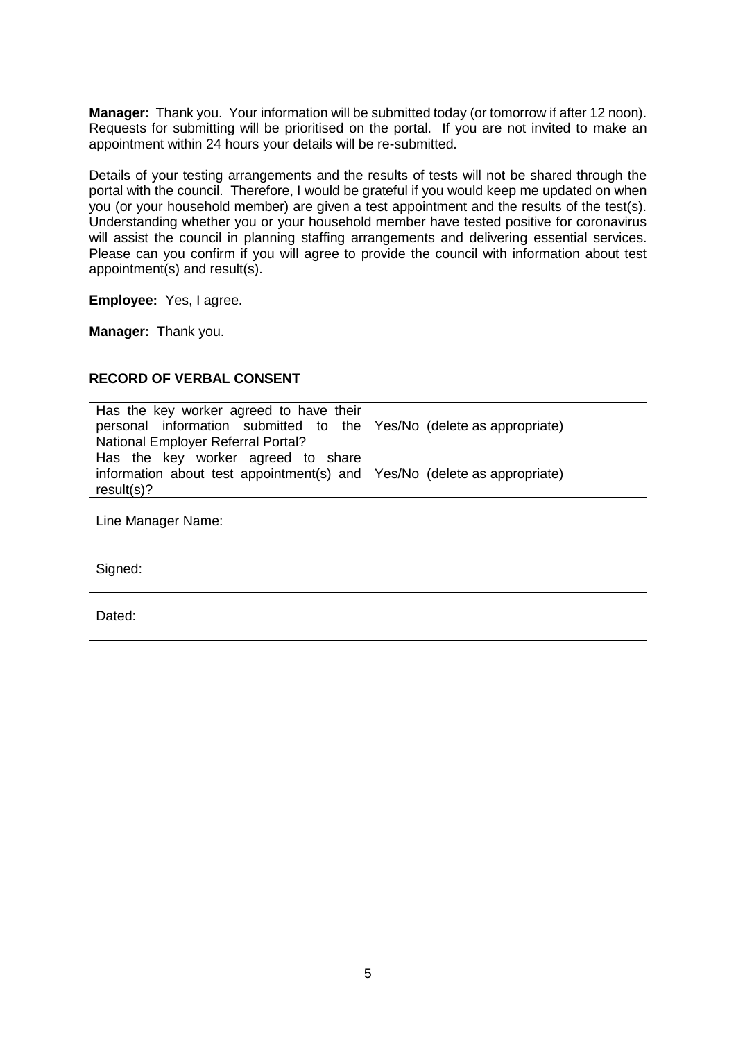**Manager:** Thank you. Your information will be submitted today (or tomorrow if after 12 noon). Requests for submitting will be prioritised on the portal. If you are not invited to make an appointment within 24 hours your details will be re-submitted.

Details of your testing arrangements and the results of tests will not be shared through the portal with the council. Therefore, I would be grateful if you would keep me updated on when you (or your household member) are given a test appointment and the results of the test(s). Understanding whether you or your household member have tested positive for coronavirus will assist the council in planning staffing arrangements and delivering essential services. Please can you confirm if you will agree to provide the council with information about test appointment(s) and result(s).

**Employee:** Yes, I agree.

**Manager:** Thank you.

**RECORD OF VERBAL CONSENT**

| | |
|---|---|
| Has the key worker agreed to have their personal information submitted to the National Employer Referral Portal? | Yes/No (delete as appropriate) |
| Has the key worker agreed to share information about test appointment(s) and result(s)? | Yes/No (delete as appropriate) |
| Line Manager Name: | |
| Signed: | |
| Dated: | |